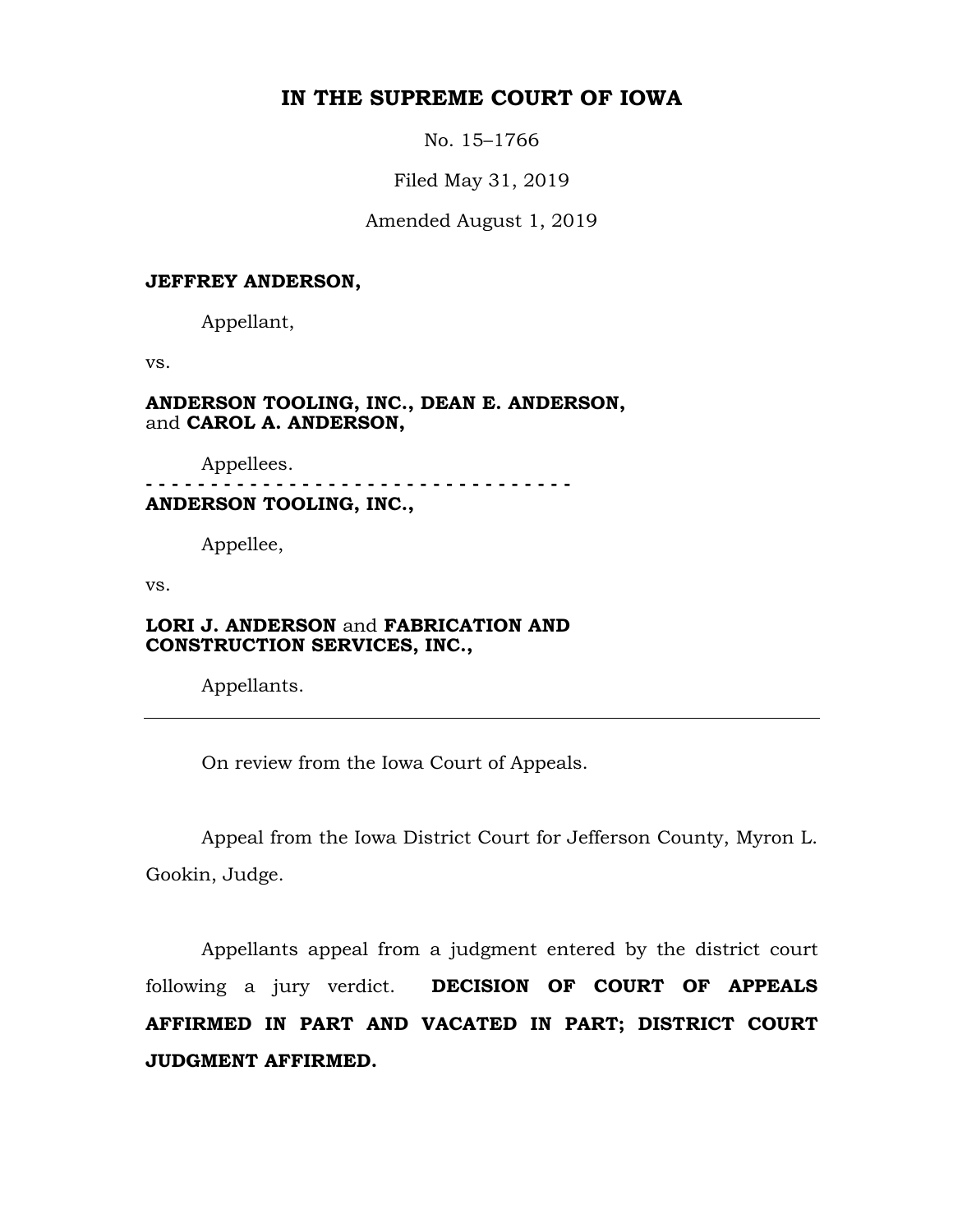# IN THE SUPREME COURT OF IOWA

No. 15–1766

Filed May 31, 2019

Amended August 1, 2019

**JEFFREY ANDERSON,**

Appellant,

vs.

**ANDERSON TOOLING, INC., DEAN E. ANDERSON,** and **CAROL A. ANDERSON,**

Appellees.

**- - - - - - - - - - - - - - - - - - - - - - - - - - - - - - - - -**

**ANDERSON TOOLING, INC.,**

Appellee,

vs.

**LORI J. ANDERSON** and **FABRICATION AND CONSTRUCTION SERVICES, INC.,**

Appellants.

---

On review from the Iowa Court of Appeals.

Appeal from the Iowa District Court for Jefferson County, Myron L. Gookin, Judge.

Appellants appeal from a judgment entered by the district court following a jury verdict. **DECISION OF COURT OF APPEALS AFFIRMED IN PART AND VACATED IN PART; DISTRICT COURT JUDGMENT AFFIRMED.**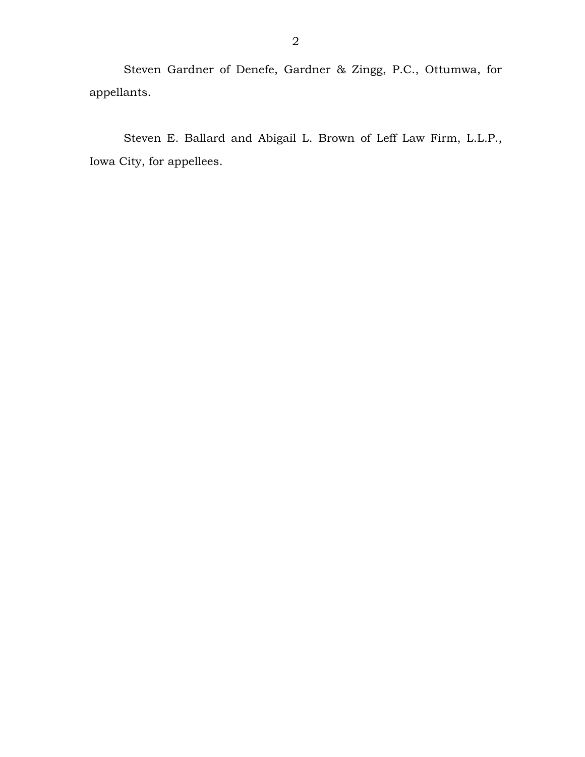Steven Gardner of Denefe, Gardner & Zingg, P.C., Ottumwa, for appellants.

Steven E. Ballard and Abigail L. Brown of Leff Law Firm, L.L.P., Iowa City, for appellees.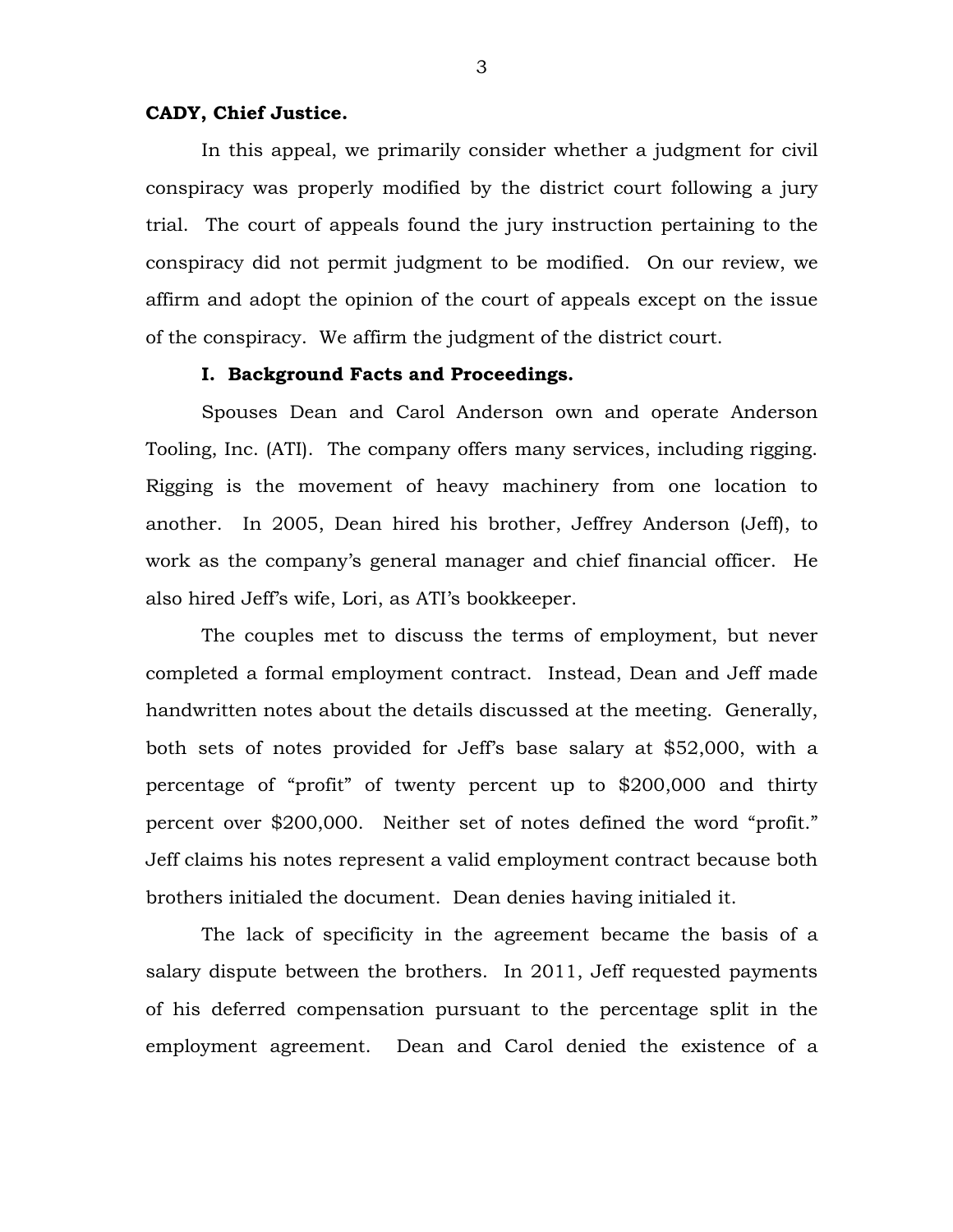**CADY, Chief Justice.**

In this appeal, we primarily consider whether a judgment for civil conspiracy was properly modified by the district court following a jury trial. The court of appeals found the jury instruction pertaining to the conspiracy did not permit judgment to be modified. On our review, we affirm and adopt the opinion of the court of appeals except on the issue of the conspiracy. We affirm the judgment of the district court.

**I. Background Facts and Proceedings.**

Spouses Dean and Carol Anderson own and operate Anderson Tooling, Inc. (ATI). The company offers many services, including rigging. Rigging is the movement of heavy machinery from one location to another. In 2005, Dean hired his brother, Jeffrey Anderson (Jeff), to work as the company's general manager and chief financial officer. He also hired Jeff's wife, Lori, as ATI's bookkeeper.

The couples met to discuss the terms of employment, but never completed a formal employment contract. Instead, Dean and Jeff made handwritten notes about the details discussed at the meeting. Generally, both sets of notes provided for Jeff's base salary at $52,000, with a percentage of "profit" of twenty percent up to $200,000 and thirty percent over $200,000. Neither set of notes defined the word "profit." Jeff claims his notes represent a valid employment contract because both brothers initialed the document. Dean denies having initialed it.

The lack of specificity in the agreement became the basis of a salary dispute between the brothers. In 2011, Jeff requested payments of his deferred compensation pursuant to the percentage split in the employment agreement. Dean and Carol denied the existence of a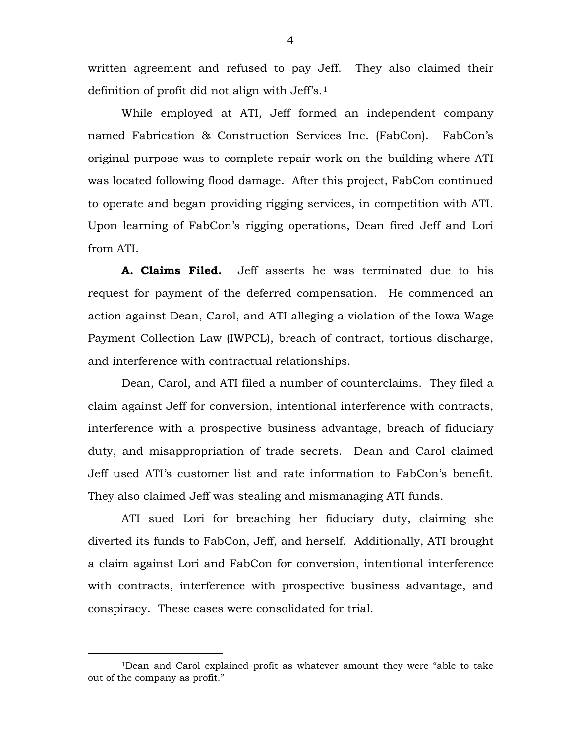written agreement and refused to pay Jeff. They also claimed their definition of profit did not align with Jeff's.[1]

While employed at ATI, Jeff formed an independent company named Fabrication & Construction Services Inc. (FabCon). FabCon's original purpose was to complete repair work on the building where ATI was located following flood damage. After this project, FabCon continued to operate and began providing rigging services, in competition with ATI. Upon learning of FabCon's rigging operations, Dean fired Jeff and Lori from ATI.

**A. Claims Filed.** Jeff asserts he was terminated due to his request for payment of the deferred compensation. He commenced an action against Dean, Carol, and ATI alleging a violation of the Iowa Wage Payment Collection Law (IWPCL), breach of contract, tortious discharge, and interference with contractual relationships.

Dean, Carol, and ATI filed a number of counterclaims. They filed a claim against Jeff for conversion, intentional interference with contracts, interference with a prospective business advantage, breach of fiduciary duty, and misappropriation of trade secrets. Dean and Carol claimed Jeff used ATI's customer list and rate information to FabCon's benefit. They also claimed Jeff was stealing and mismanaging ATI funds.

ATI sued Lori for breaching her fiduciary duty, claiming she diverted its funds to FabCon, Jeff, and herself. Additionally, ATI brought a claim against Lori and FabCon for conversion, intentional interference with contracts, interference with prospective business advantage, and conspiracy. These cases were consolidated for trial.

---

[1] Dean and Carol explained profit as whatever amount they were "able to take out of the company as profit."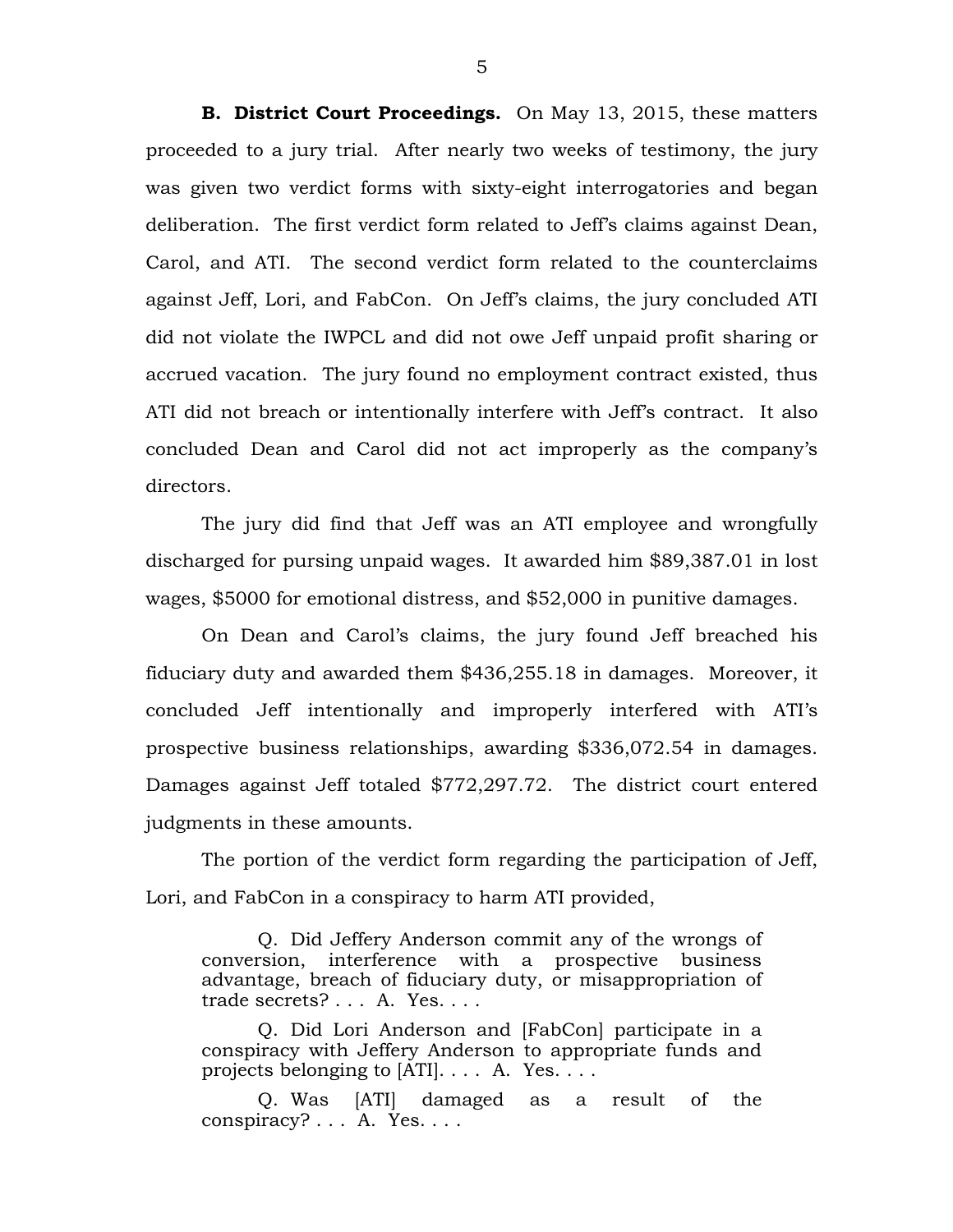**B. District Court Proceedings.** On May 13, 2015, these matters proceeded to a jury trial. After nearly two weeks of testimony, the jury was given two verdict forms with sixty-eight interrogatories and began deliberation. The first verdict form related to Jeff's claims against Dean, Carol, and ATI. The second verdict form related to the counterclaims against Jeff, Lori, and FabCon. On Jeff's claims, the jury concluded ATI did not violate the IWPCL and did not owe Jeff unpaid profit sharing or accrued vacation. The jury found no employment contract existed, thus ATI did not breach or intentionally interfere with Jeff's contract. It also concluded Dean and Carol did not act improperly as the company's directors.

The jury did find that Jeff was an ATI employee and wrongfully discharged for pursing unpaid wages. It awarded him $89,387.01 in lost wages, $5000 for emotional distress, and $52,000 in punitive damages.

On Dean and Carol's claims, the jury found Jeff breached his fiduciary duty and awarded them $436,255.18 in damages. Moreover, it concluded Jeff intentionally and improperly interfered with ATI's prospective business relationships, awarding $336,072.54 in damages. Damages against Jeff totaled $772,297.72. The district court entered judgments in these amounts.

The portion of the verdict form regarding the participation of Jeff, Lori, and FabCon in a conspiracy to harm ATI provided,

> Q. Did Jeffery Anderson commit any of the wrongs of conversion, interference with a prospective business advantage, breach of fiduciary duty, or misappropriation of trade secrets? . . . A. Yes. . . .
>
> Q. Did Lori Anderson and [FabCon] participate in a conspiracy with Jeffery Anderson to appropriate funds and projects belonging to [ATI]. . . . A. Yes. . . .
>
> Q. Was [ATI] damaged as a result of the conspiracy? . . . A. Yes. . . .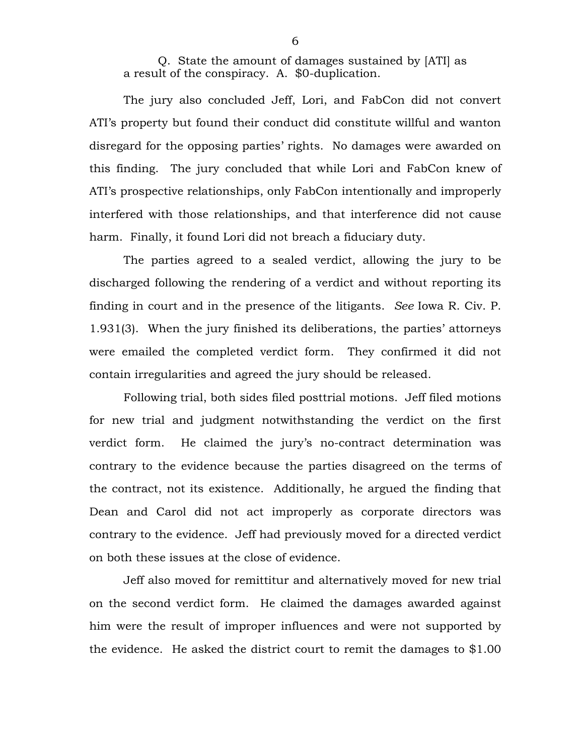Q. State the amount of damages sustained by [ATI] as a result of the conspiracy. A. $0-duplication.

The jury also concluded Jeff, Lori, and FabCon did not convert ATI's property but found their conduct did constitute willful and wanton disregard for the opposing parties' rights. No damages were awarded on this finding. The jury concluded that while Lori and FabCon knew of ATI's prospective relationships, only FabCon intentionally and improperly interfered with those relationships, and that interference did not cause harm. Finally, it found Lori did not breach a fiduciary duty.

The parties agreed to a sealed verdict, allowing the jury to be discharged following the rendering of a verdict and without reporting its finding in court and in the presence of the litigants. *See* Iowa R. Civ. P. 1.931(3). When the jury finished its deliberations, the parties' attorneys were emailed the completed verdict form. They confirmed it did not contain irregularities and agreed the jury should be released.

Following trial, both sides filed posttrial motions. Jeff filed motions for new trial and judgment notwithstanding the verdict on the first verdict form. He claimed the jury's no-contract determination was contrary to the evidence because the parties disagreed on the terms of the contract, not its existence. Additionally, he argued the finding that Dean and Carol did not act improperly as corporate directors was contrary to the evidence. Jeff had previously moved for a directed verdict on both these issues at the close of evidence.

Jeff also moved for remittitur and alternatively moved for new trial on the second verdict form. He claimed the damages awarded against him were the result of improper influences and were not supported by the evidence. He asked the district court to remit the damages to $1.00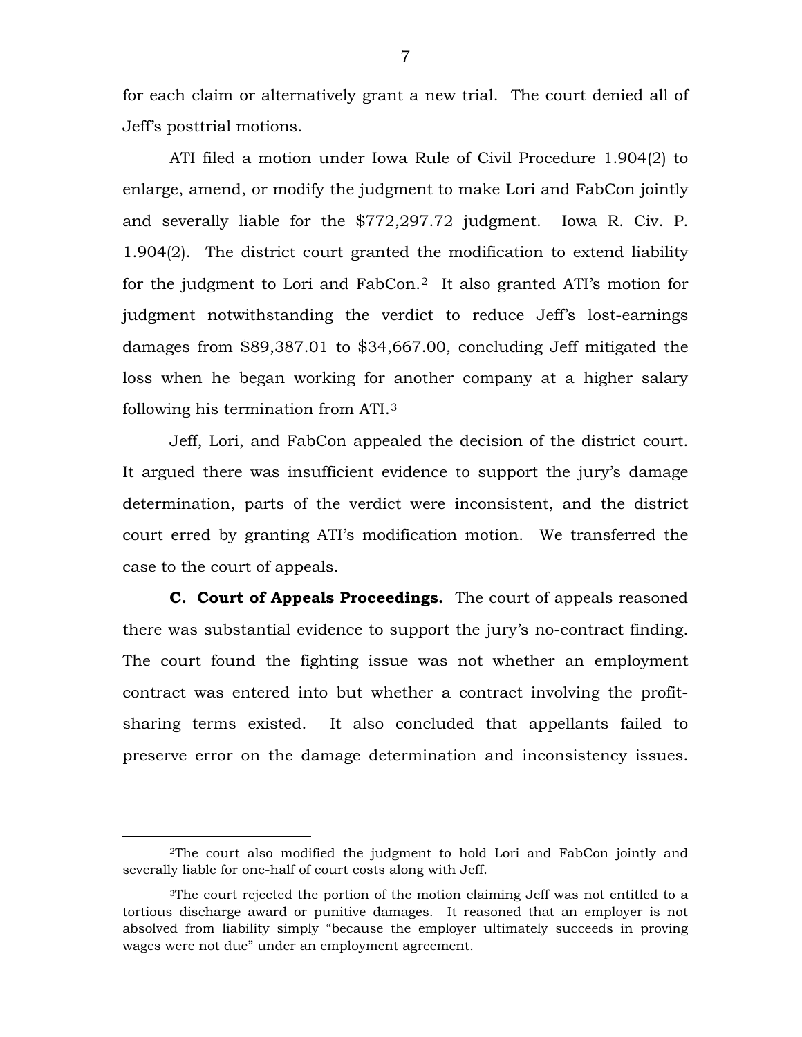for each claim or alternatively grant a new trial. The court denied all of Jeff's posttrial motions.

ATI filed a motion under Iowa Rule of Civil Procedure 1.904(2) to enlarge, amend, or modify the judgment to make Lori and FabCon jointly and severally liable for the $772,297.72 judgment. Iowa R. Civ. P. 1.904(2). The district court granted the modification to extend liability for the judgment to Lori and FabCon.[2] It also granted ATI's motion for judgment notwithstanding the verdict to reduce Jeff's lost-earnings damages from $89,387.01 to $34,667.00, concluding Jeff mitigated the loss when he began working for another company at a higher salary following his termination from ATI.[3]

Jeff, Lori, and FabCon appealed the decision of the district court. It argued there was insufficient evidence to support the jury's damage determination, parts of the verdict were inconsistent, and the district court erred by granting ATI's modification motion. We transferred the case to the court of appeals.

**C. Court of Appeals Proceedings.** The court of appeals reasoned there was substantial evidence to support the jury's no-contract finding. The court found the fighting issue was not whether an employment contract was entered into but whether a contract involving the profit-sharing terms existed. It also concluded that appellants failed to preserve error on the damage determination and inconsistency issues.

---

[2]The court also modified the judgment to hold Lori and FabCon jointly and severally liable for one-half of court costs along with Jeff.

[3]The court rejected the portion of the motion claiming Jeff was not entitled to a tortious discharge award or punitive damages. It reasoned that an employer is not absolved from liability simply "because the employer ultimately succeeds in proving wages were not due" under an employment agreement.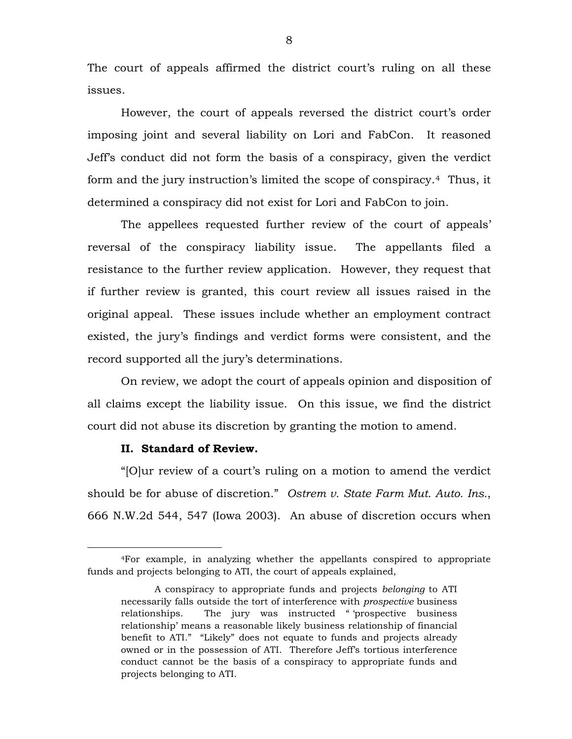The court of appeals affirmed the district court's ruling on all these issues.

However, the court of appeals reversed the district court's order imposing joint and several liability on Lori and FabCon. It reasoned Jeff's conduct did not form the basis of a conspiracy, given the verdict form and the jury instruction's limited the scope of conspiracy.[4] Thus, it determined a conspiracy did not exist for Lori and FabCon to join.

The appellees requested further review of the court of appeals' reversal of the conspiracy liability issue. The appellants filed a resistance to the further review application. However, they request that if further review is granted, this court review all issues raised in the original appeal. These issues include whether an employment contract existed, the jury's findings and verdict forms were consistent, and the record supported all the jury's determinations.

On review, we adopt the court of appeals opinion and disposition of all claims except the liability issue. On this issue, we find the district court did not abuse its discretion by granting the motion to amend.

### II. Standard of Review.

"[O]ur review of a court's ruling on a motion to amend the verdict should be for abuse of discretion." *Ostrem v. State Farm Mut. Auto. Ins.*, 666 N.W.2d 544, 547 (Iowa 2003). An abuse of discretion occurs when

---

[4]For example, in analyzing whether the appellants conspired to appropriate funds and projects belonging to ATI, the court of appeals explained,

> A conspiracy to appropriate funds and projects *belonging* to ATI necessarily falls outside the tort of interference with *prospective* business relationships. The jury was instructed " 'prospective business relationship' means a reasonable likely business relationship of financial benefit to ATI." "Likely" does not equate to funds and projects already owned or in the possession of ATI. Therefore Jeff's tortious interference conduct cannot be the basis of a conspiracy to appropriate funds and projects belonging to ATI.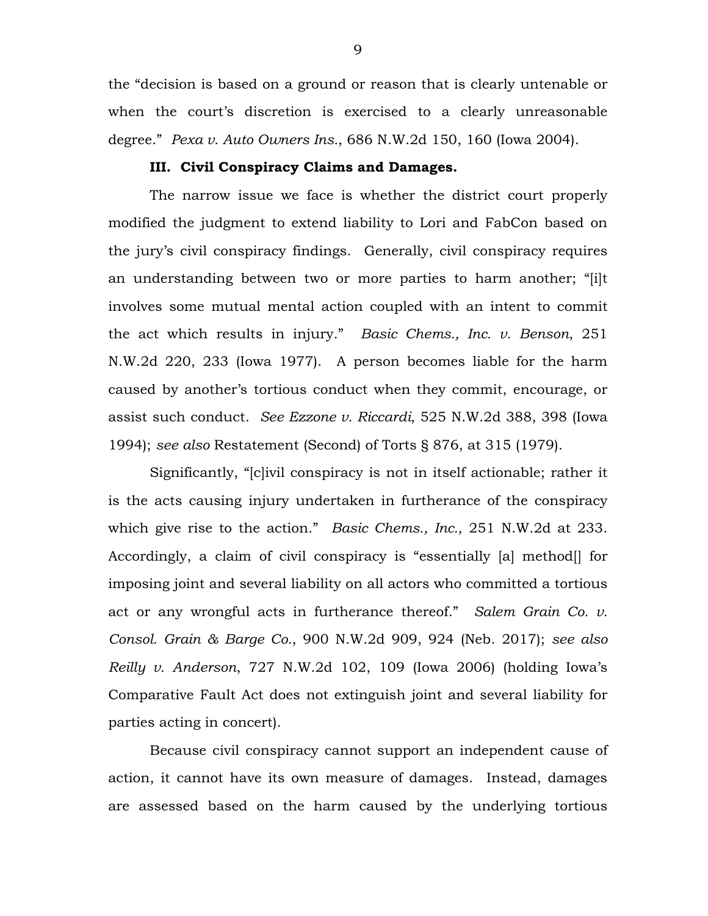the "decision is based on a ground or reason that is clearly untenable or when the court's discretion is exercised to a clearly unreasonable degree." *Pexa v. Auto Owners Ins.*, 686 N.W.2d 150, 160 (Iowa 2004).

### III. Civil Conspiracy Claims and Damages.

The narrow issue we face is whether the district court properly modified the judgment to extend liability to Lori and FabCon based on the jury's civil conspiracy findings. Generally, civil conspiracy requires an understanding between two or more parties to harm another; "[i]t involves some mutual mental action coupled with an intent to commit the act which results in injury." *Basic Chems., Inc. v. Benson*, 251 N.W.2d 220, 233 (Iowa 1977). A person becomes liable for the harm caused by another's tortious conduct when they commit, encourage, or assist such conduct. *See Ezzone v. Riccardi*, 525 N.W.2d 388, 398 (Iowa 1994); *see also* Restatement (Second) of Torts § 876, at 315 (1979).

Significantly, "[c]ivil conspiracy is not in itself actionable; rather it is the acts causing injury undertaken in furtherance of the conspiracy which give rise to the action." *Basic Chems., Inc.*, 251 N.W.2d at 233. Accordingly, a claim of civil conspiracy is "essentially [a] method[] for imposing joint and several liability on all actors who committed a tortious act or any wrongful acts in furtherance thereof." *Salem Grain Co. v. Consol. Grain & Barge Co.*, 900 N.W.2d 909, 924 (Neb. 2017); *see also Reilly v. Anderson*, 727 N.W.2d 102, 109 (Iowa 2006) (holding Iowa's Comparative Fault Act does not extinguish joint and several liability for parties acting in concert).

Because civil conspiracy cannot support an independent cause of action, it cannot have its own measure of damages. Instead, damages are assessed based on the harm caused by the underlying tortious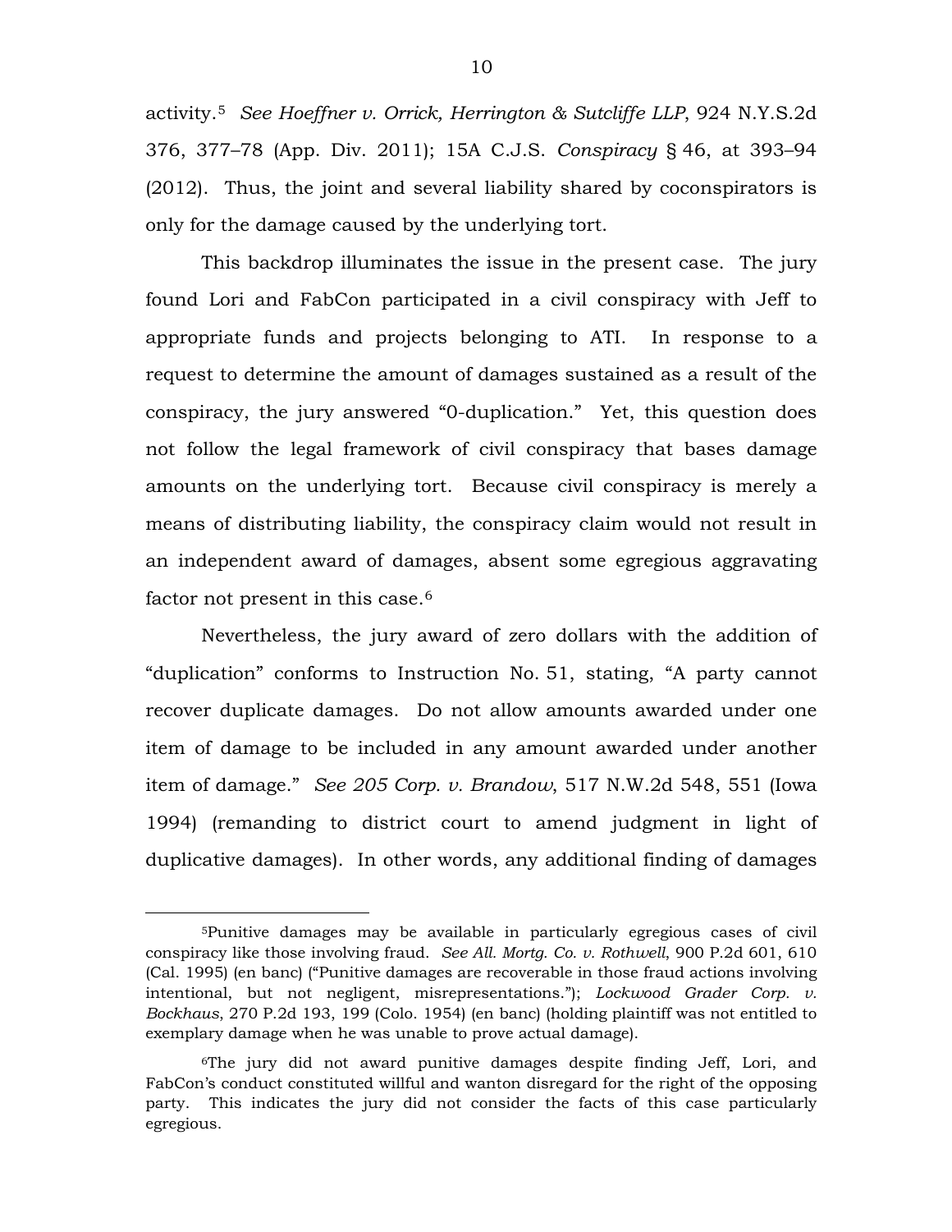activity.[5] *See Hoeffner v. Orrick, Herrington & Sutcliffe LLP*, 924 N.Y.S.2d 376, 377–78 (App. Div. 2011); 15A C.J.S. *Conspiracy* § 46, at 393–94 (2012). Thus, the joint and several liability shared by coconspirators is only for the damage caused by the underlying tort.

This backdrop illuminates the issue in the present case. The jury found Lori and FabCon participated in a civil conspiracy with Jeff to appropriate funds and projects belonging to ATI. In response to a request to determine the amount of damages sustained as a result of the conspiracy, the jury answered "0-duplication." Yet, this question does not follow the legal framework of civil conspiracy that bases damage amounts on the underlying tort. Because civil conspiracy is merely a means of distributing liability, the conspiracy claim would not result in an independent award of damages, absent some egregious aggravating factor not present in this case.[6]

Nevertheless, the jury award of zero dollars with the addition of "duplication" conforms to Instruction No. 51, stating, "A party cannot recover duplicate damages. Do not allow amounts awarded under one item of damage to be included in any amount awarded under another item of damage." *See 205 Corp. v. Brandow*, 517 N.W.2d 548, 551 (Iowa 1994) (remanding to district court to amend judgment in light of duplicative damages). In other words, any additional finding of damages

---

[5]Punitive damages may be available in particularly egregious cases of civil conspiracy like those involving fraud. *See All. Mortg. Co. v. Rothwell*, 900 P.2d 601, 610 (Cal. 1995) (en banc) ("Punitive damages are recoverable in those fraud actions involving intentional, but not negligent, misrepresentations."); *Lockwood Grader Corp. v. Bockhaus*, 270 P.2d 193, 199 (Colo. 1954) (en banc) (holding plaintiff was not entitled to exemplary damage when he was unable to prove actual damage).

[6]The jury did not award punitive damages despite finding Jeff, Lori, and FabCon's conduct constituted willful and wanton disregard for the right of the opposing party. This indicates the jury did not consider the facts of this case particularly egregious.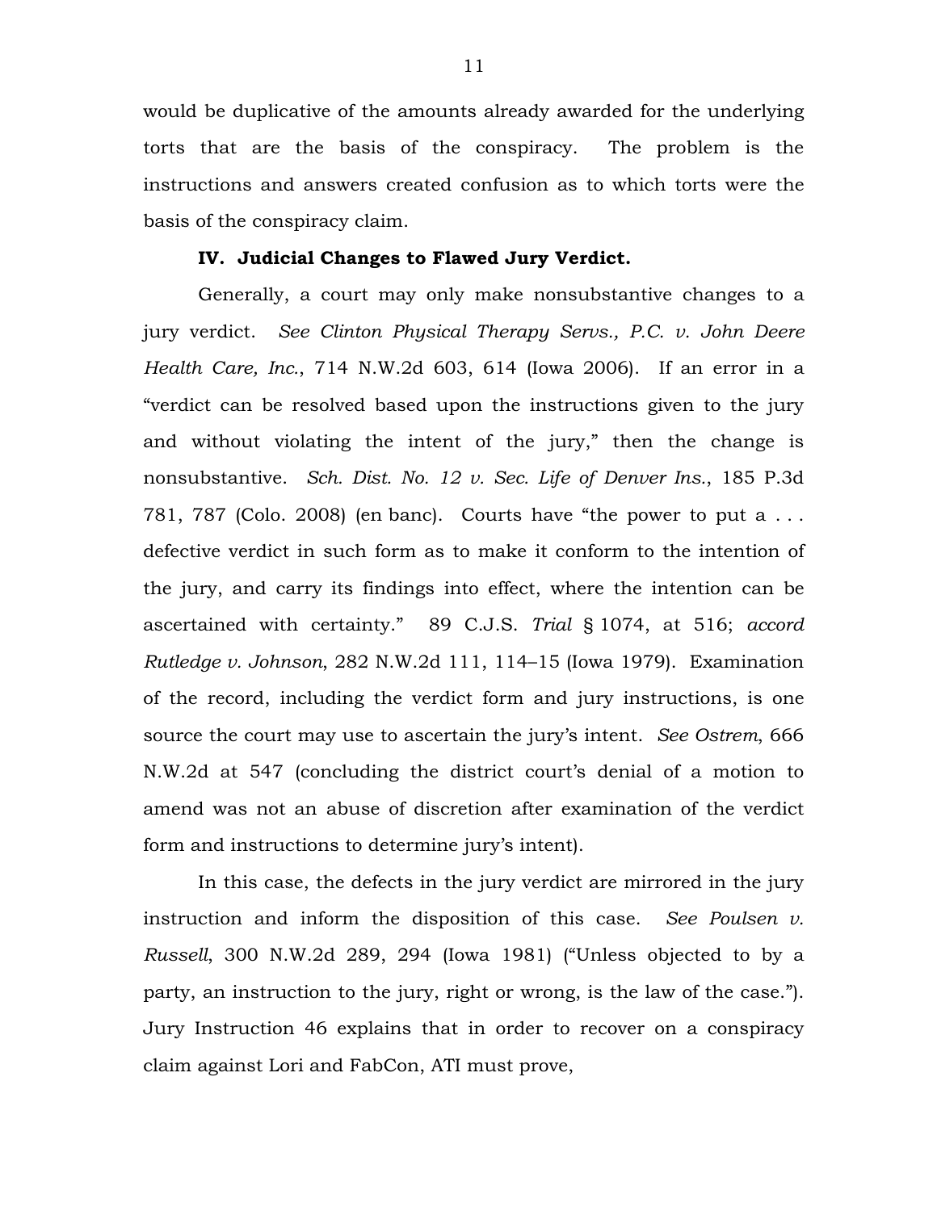would be duplicative of the amounts already awarded for the underlying torts that are the basis of the conspiracy. The problem is the instructions and answers created confusion as to which torts were the basis of the conspiracy claim.

**IV. Judicial Changes to Flawed Jury Verdict.**

Generally, a court may only make nonsubstantive changes to a jury verdict. *See Clinton Physical Therapy Servs., P.C. v. John Deere Health Care, Inc.*, 714 N.W.2d 603, 614 (Iowa 2006). If an error in a "verdict can be resolved based upon the instructions given to the jury and without violating the intent of the jury," then the change is nonsubstantive. *Sch. Dist. No. 12 v. Sec. Life of Denver Ins.*, 185 P.3d 781, 787 (Colo. 2008) (en banc). Courts have "the power to put a . . . defective verdict in such form as to make it conform to the intention of the jury, and carry its findings into effect, where the intention can be ascertained with certainty." 89 C.J.S. *Trial* § 1074, at 516; *accord Rutledge v. Johnson*, 282 N.W.2d 111, 114–15 (Iowa 1979). Examination of the record, including the verdict form and jury instructions, is one source the court may use to ascertain the jury's intent. *See Ostrem*, 666 N.W.2d at 547 (concluding the district court's denial of a motion to amend was not an abuse of discretion after examination of the verdict form and instructions to determine jury's intent).

In this case, the defects in the jury verdict are mirrored in the jury instruction and inform the disposition of this case. *See Poulsen v. Russell*, 300 N.W.2d 289, 294 (Iowa 1981) ("Unless objected to by a party, an instruction to the jury, right or wrong, is the law of the case."). Jury Instruction 46 explains that in order to recover on a conspiracy claim against Lori and FabCon, ATI must prove,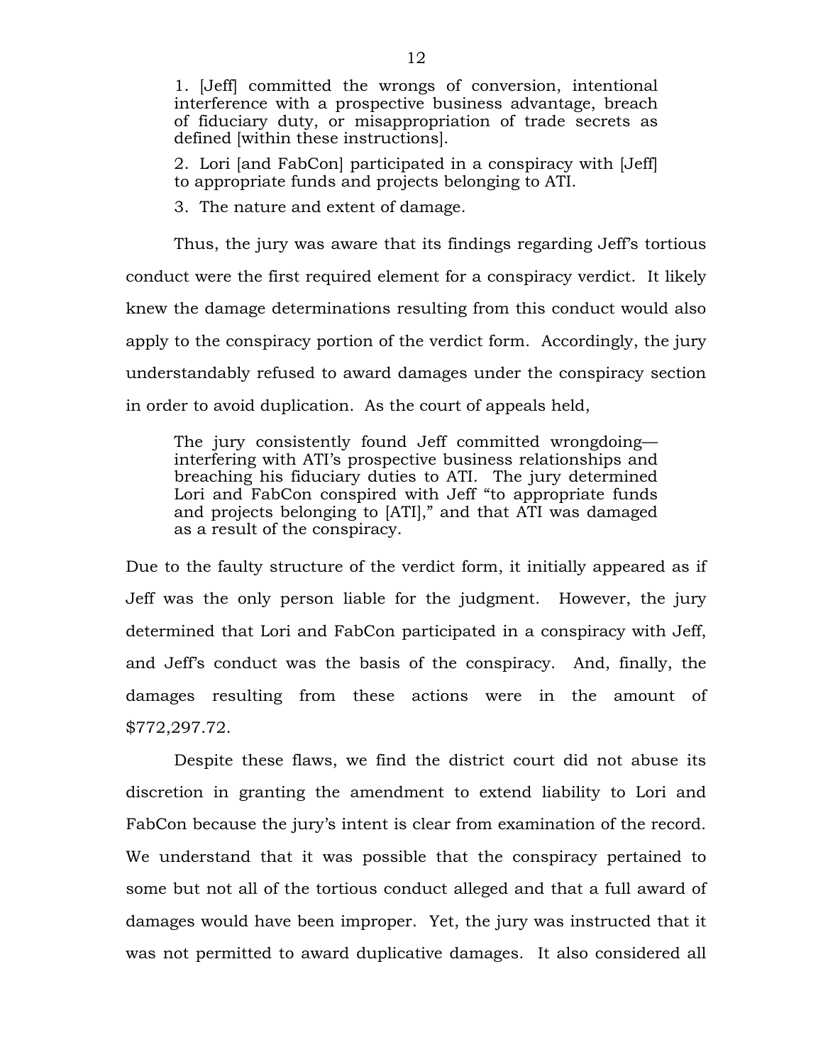> 1. [Jeff] committed the wrongs of conversion, intentional interference with a prospective business advantage, breach of fiduciary duty, or misappropriation of trade secrets as defined [within these instructions].
>
> 2. Lori [and FabCon] participated in a conspiracy with [Jeff] to appropriate funds and projects belonging to ATI.
>
> 3. The nature and extent of damage.

Thus, the jury was aware that its findings regarding Jeff's tortious conduct were the first required element for a conspiracy verdict. It likely knew the damage determinations resulting from this conduct would also apply to the conspiracy portion of the verdict form. Accordingly, the jury understandably refused to award damages under the conspiracy section in order to avoid duplication. As the court of appeals held,

> The jury consistently found Jeff committed wrongdoing—interfering with ATI's prospective business relationships and breaching his fiduciary duties to ATI. The jury determined Lori and FabCon conspired with Jeff "to appropriate funds and projects belonging to [ATI]," and that ATI was damaged as a result of the conspiracy.

Due to the faulty structure of the verdict form, it initially appeared as if Jeff was the only person liable for the judgment. However, the jury determined that Lori and FabCon participated in a conspiracy with Jeff, and Jeff's conduct was the basis of the conspiracy. And, finally, the damages resulting from these actions were in the amount of $772,297.72.

Despite these flaws, we find the district court did not abuse its discretion in granting the amendment to extend liability to Lori and FabCon because the jury's intent is clear from examination of the record. We understand that it was possible that the conspiracy pertained to some but not all of the tortious conduct alleged and that a full award of damages would have been improper. Yet, the jury was instructed that it was not permitted to award duplicative damages. It also considered all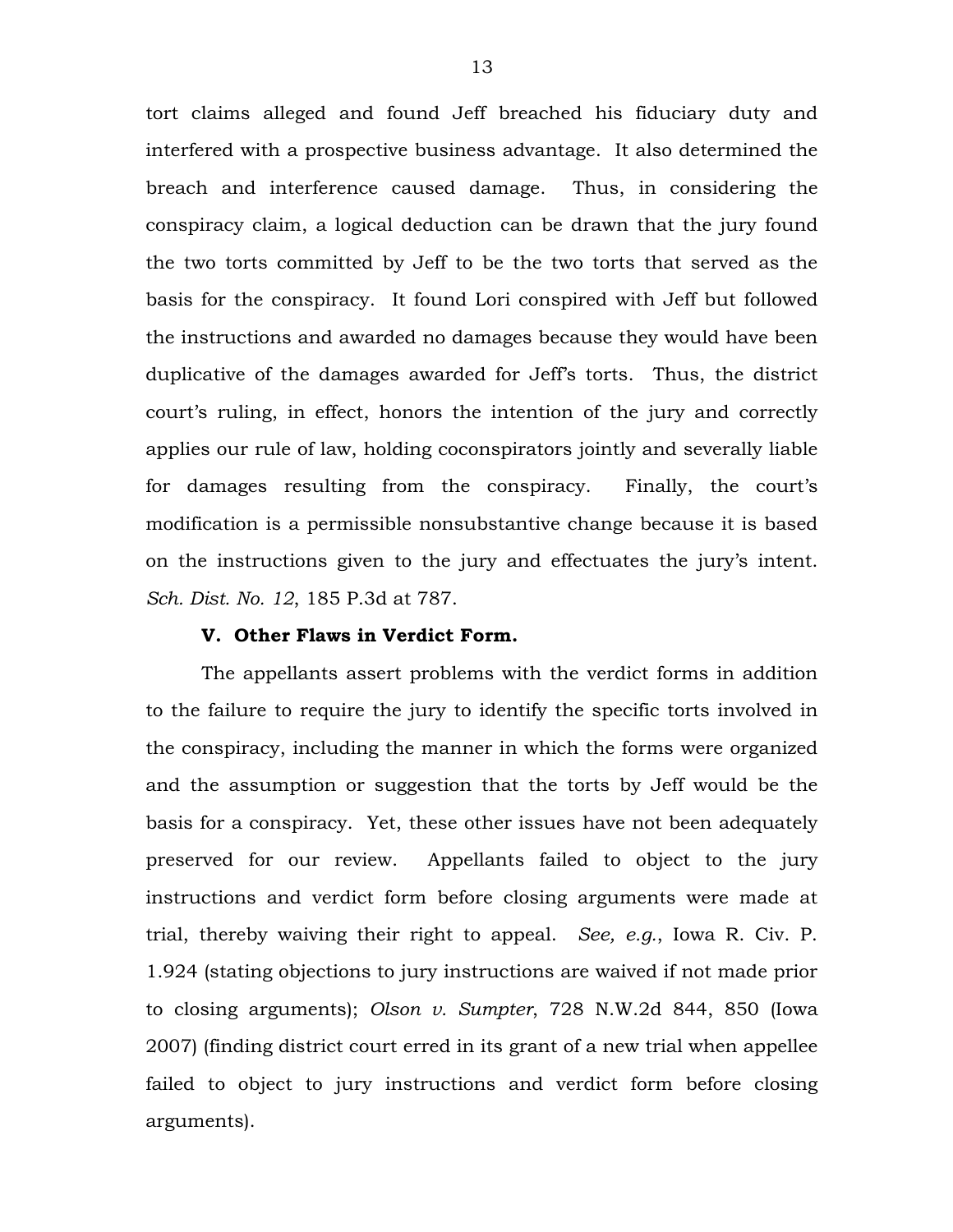tort claims alleged and found Jeff breached his fiduciary duty and interfered with a prospective business advantage. It also determined the breach and interference caused damage. Thus, in considering the conspiracy claim, a logical deduction can be drawn that the jury found the two torts committed by Jeff to be the two torts that served as the basis for the conspiracy. It found Lori conspired with Jeff but followed the instructions and awarded no damages because they would have been duplicative of the damages awarded for Jeff's torts. Thus, the district court's ruling, in effect, honors the intention of the jury and correctly applies our rule of law, holding coconspirators jointly and severally liable for damages resulting from the conspiracy. Finally, the court's modification is a permissible nonsubstantive change because it is based on the instructions given to the jury and effectuates the jury's intent. *Sch. Dist. No. 12*, 185 P.3d at 787.

**V. Other Flaws in Verdict Form.**

The appellants assert problems with the verdict forms in addition to the failure to require the jury to identify the specific torts involved in the conspiracy, including the manner in which the forms were organized and the assumption or suggestion that the torts by Jeff would be the basis for a conspiracy. Yet, these other issues have not been adequately preserved for our review. Appellants failed to object to the jury instructions and verdict form before closing arguments were made at trial, thereby waiving their right to appeal. *See, e.g.*, Iowa R. Civ. P. 1.924 (stating objections to jury instructions are waived if not made prior to closing arguments); *Olson v. Sumpter*, 728 N.W.2d 844, 850 (Iowa 2007) (finding district court erred in its grant of a new trial when appellee failed to object to jury instructions and verdict form before closing arguments).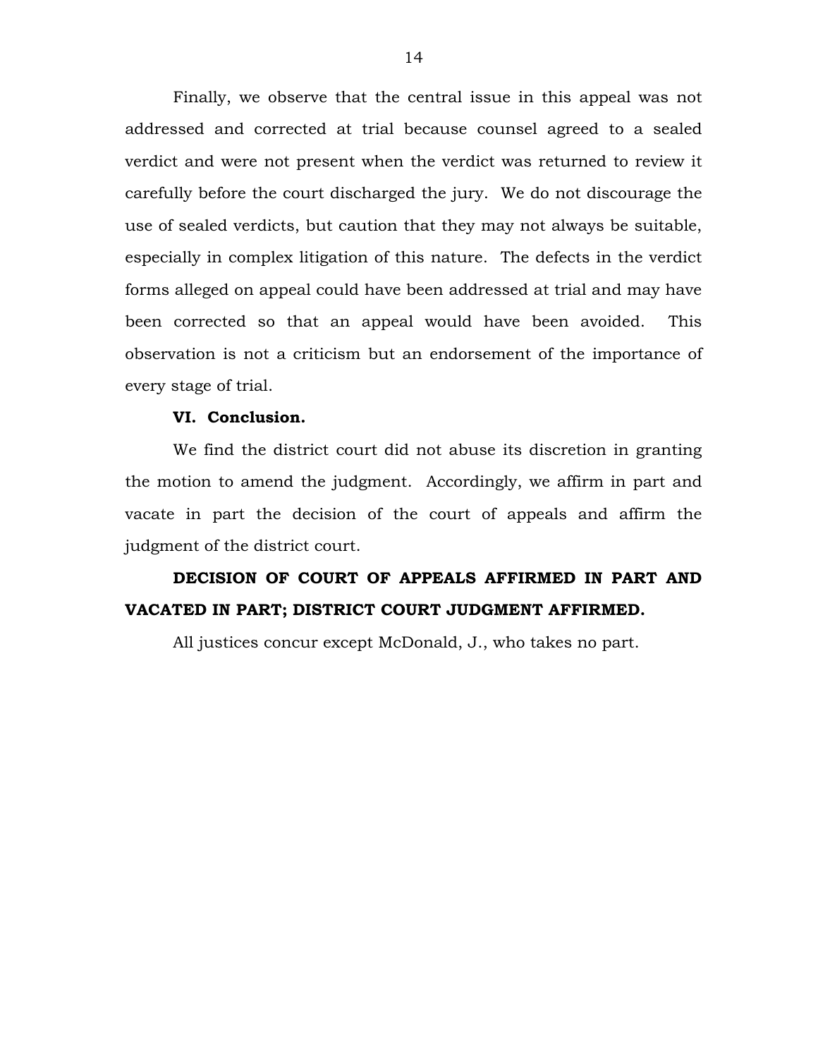Finally, we observe that the central issue in this appeal was not addressed and corrected at trial because counsel agreed to a sealed verdict and were not present when the verdict was returned to review it carefully before the court discharged the jury. We do not discourage the use of sealed verdicts, but caution that they may not always be suitable, especially in complex litigation of this nature. The defects in the verdict forms alleged on appeal could have been addressed at trial and may have been corrected so that an appeal would have been avoided. This observation is not a criticism but an endorsement of the importance of every stage of trial.

### VI. Conclusion.

We find the district court did not abuse its discretion in granting the motion to amend the judgment. Accordingly, we affirm in part and vacate in part the decision of the court of appeals and affirm the judgment of the district court.

**DECISION OF COURT OF APPEALS AFFIRMED IN PART AND VACATED IN PART; DISTRICT COURT JUDGMENT AFFIRMED.**

All justices concur except McDonald, J., who takes no part.